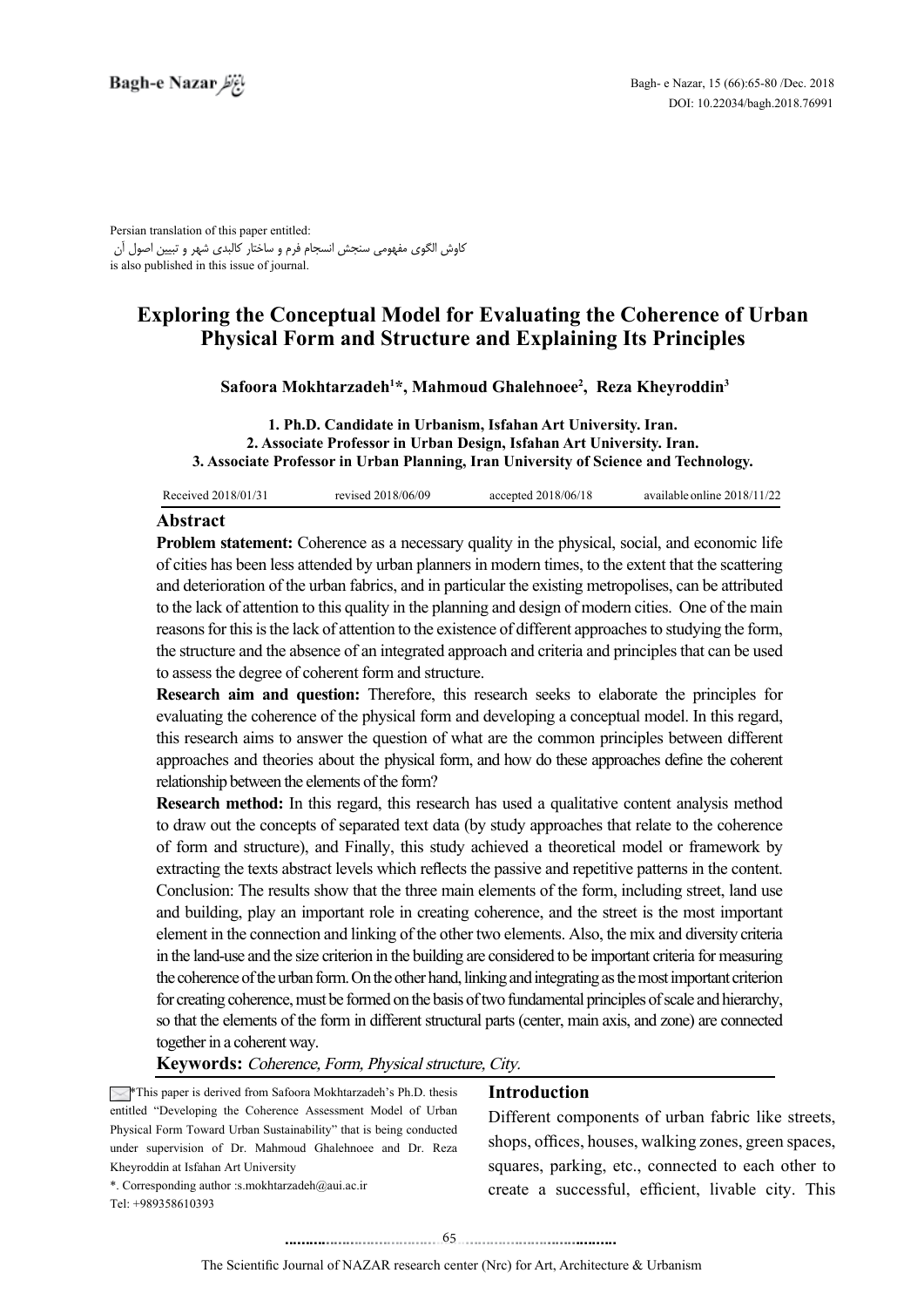Persian translation of this paper entitled:
کاوش الگوی مفهومی سنجش انسجام فرم و ساختار کالبدی شهر و تبیین اصول آن
is also published in this issue of journal.

# Exploring the Conceptual Model for Evaluating the Coherence of Urban Physical Form and Structure and Explaining Its Principles

**Safoora Mokhtarzadeh[1]*, Mahmoud Ghalehnoee[2], Reza Kheyroddin[3]**

**1. Ph.D. Candidate in Urbanism, Isfahan Art University. Iran.**
**2. Associate Professor in Urban Design, Isfahan Art University. Iran.**
**3. Associate Professor in Urban Planning, Iran University of Science and Technology.**

Received 2018/01/31 | revised 2018/06/09 | accepted 2018/06/18 | available online 2018/11/22

## Abstract

**Problem statement:** Coherence as a necessary quality in the physical, social, and economic life of cities has been less attended by urban planners in modern times, to the extent that the scattering and deterioration of the urban fabrics, and in particular the existing metropolises, can be attributed to the lack of attention to this quality in the planning and design of modern cities. One of the main reasons for this is the lack of attention to the existence of different approaches to studying the form, the structure and the absence of an integrated approach and criteria and principles that can be used to assess the degree of coherent form and structure.

**Research aim and question:** Therefore, this research seeks to elaborate the principles for evaluating the coherence of the physical form and developing a conceptual model. In this regard, this research aims to answer the question of what are the common principles between different approaches and theories about the physical form, and how do these approaches define the coherent relationship between the elements of the form?

**Research method:** In this regard, this research has used a qualitative content analysis method to draw out the concepts of separated text data (by study approaches that relate to the coherence of form and structure), and Finally, this study achieved a theoretical model or framework by extracting the texts abstract levels which reflects the passive and repetitive patterns in the content.

Conclusion: The results show that the three main elements of the form, including street, land use and building, play an important role in creating coherence, and the street is the most important element in the connection and linking of the other two elements. Also, the mix and diversity criteria in the land-use and the size criterion in the building are considered to be important criteria for measuring the coherence of the urban form. On the other hand, linking and integrating as the most important criterion for creating coherence, must be formed on the basis of two fundamental principles of scale and hierarchy, so that the elements of the form in different structural parts (center, main axis, and zone) are connected together in a coherent way.

**Keywords:** *Coherence, Form, Physical structure, City.*

*This paper is derived from Safoora Mokhtarzadeh's Ph.D. thesis entitled "Developing the Coherence Assessment Model of Urban Physical Form Toward Urban Sustainability" that is being conducted under supervision of Dr. Mahmoud Ghalehnoee and Dr. Reza Kheyroddin at Isfahan Art University

*. Corresponding author :s.mokhtarzadeh@aui.ac.ir
Tel: +989358610393

## Introduction

Different components of urban fabric like streets, shops, offices, houses, walking zones, green spaces, squares, parking, etc., connected to each other to create a successful, efficient, livable city. This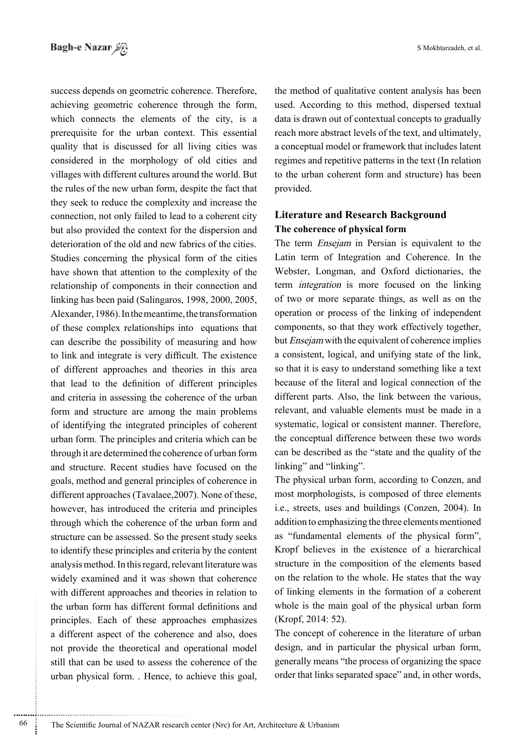success depends on geometric coherence. Therefore, achieving geometric coherence through the form, which connects the elements of the city, is a prerequisite for the urban context. This essential quality that is discussed for all living cities was considered in the morphology of old cities and villages with different cultures around the world. But the rules of the new urban form, despite the fact that they seek to reduce the complexity and increase the connection, not only failed to lead to a coherent city but also provided the context for the dispersion and deterioration of the old and new fabrics of the cities. Studies concerning the physical form of the cities have shown that attention to the complexity of the relationship of components in their connection and linking has been paid (Salingaros, 1998, 2000, 2005, Alexander, 1986). In the meantime, the transformation of these complex relationships into equations that can describe the possibility of measuring and how to link and integrate is very difficult. The existence of different approaches and theories in this area that lead to the definition of different principles and criteria in assessing the coherence of the urban form and structure are among the main problems of identifying the integrated principles of coherent urban form. The principles and criteria which can be through it are determined the coherence of urban form and structure. Recent studies have focused on the goals, method and general principles of coherence in different approaches (Tavalaee,2007). None of these, however, has introduced the criteria and principles through which the coherence of the urban form and structure can be assessed. So the present study seeks to identify these principles and criteria by the content analysis method. In this regard, relevant literature was widely examined and it was shown that coherence with different approaches and theories in relation to the urban form has different formal definitions and principles. Each of these approaches emphasizes a different aspect of the coherence and also, does not provide the theoretical and operational model still that can be used to assess the coherence of the urban physical form. . Hence, to achieve this goal, the method of qualitative content analysis has been used. According to this method, dispersed textual data is drawn out of contextual concepts to gradually reach more abstract levels of the text, and ultimately, a conceptual model or framework that includes latent regimes and repetitive patterns in the text (In relation to the urban coherent form and structure) has been provided.

## Literature and Research Background

### The coherence of physical form

The term *Ensejam* in Persian is equivalent to the Latin term of Integration and Coherence. In the Webster, Longman, and Oxford dictionaries, the term *integration* is more focused on the linking of two or more separate things, as well as on the operation or process of the linking of independent components, so that they work effectively together, but *Ensejam* with the equivalent of coherence implies a consistent, logical, and unifying state of the link, so that it is easy to understand something like a text because of the literal and logical connection of the different parts. Also, the link between the various, relevant, and valuable elements must be made in a systematic, logical or consistent manner. Therefore, the conceptual difference between these two words can be described as the "state and the quality of the linking" and "linking".

The physical urban form, according to Conzen, and most morphologists, is composed of three elements i.e., streets, uses and buildings (Conzen, 2004). In addition to emphasizing the three elements mentioned as "fundamental elements of the physical form", Kropf believes in the existence of a hierarchical structure in the composition of the elements based on the relation to the whole. He states that the way of linking elements in the formation of a coherent whole is the main goal of the physical urban form (Kropf, 2014: 52).

The concept of coherence in the literature of urban design, and in particular the physical urban form, generally means "the process of organizing the space order that links separated space" and, in other words,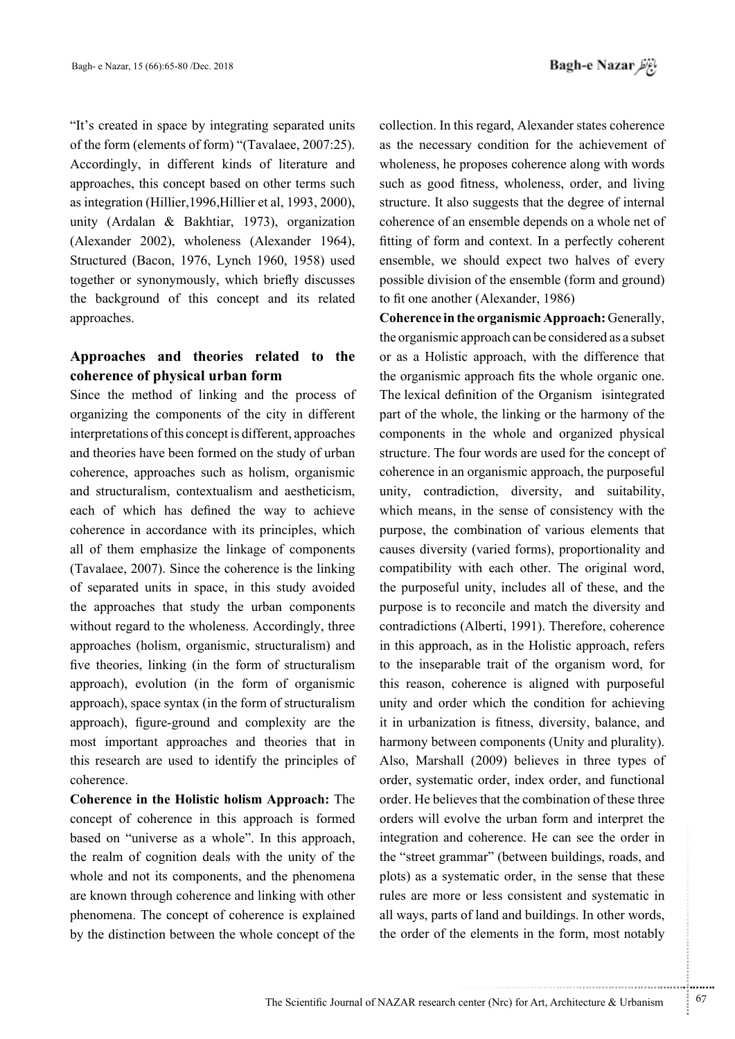"It's created in space by integrating separated units of the form (elements of form) "(Tavalaee, 2007:25). Accordingly, in different kinds of literature and approaches, this concept based on other terms such as integration (Hillier,1996,Hillier et al, 1993, 2000), unity (Ardalan & Bakhtiar, 1973), organization (Alexander 2002), wholeness (Alexander 1964), Structured (Bacon, 1976, Lynch 1960, 1958) used together or synonymously, which briefly discusses the background of this concept and its related approaches.

## Approaches and theories related to the coherence of physical urban form

Since the method of linking and the process of organizing the components of the city in different interpretations of this concept is different, approaches and theories have been formed on the study of urban coherence, approaches such as holism, organismic and structuralism, contextualism and aestheticism, each of which has defined the way to achieve coherence in accordance with its principles, which all of them emphasize the linkage of components (Tavalaee, 2007). Since the coherence is the linking of separated units in space, in this study avoided the approaches that study the urban components without regard to the wholeness. Accordingly, three approaches (holism, organismic, structuralism) and five theories, linking (in the form of structuralism approach), evolution (in the form of organismic approach), space syntax (in the form of structuralism approach), figure-ground and complexity are the most important approaches and theories that in this research are used to identify the principles of coherence.

**Coherence in the Holistic holism Approach:** The concept of coherence in this approach is formed based on "universe as a whole". In this approach, the realm of cognition deals with the unity of the whole and not its components, and the phenomena are known through coherence and linking with other phenomena. The concept of coherence is explained by the distinction between the whole concept of the collection. In this regard, Alexander states coherence as the necessary condition for the achievement of wholeness, he proposes coherence along with words such as good fitness, wholeness, order, and living structure. It also suggests that the degree of internal coherence of an ensemble depends on a whole net of fitting of form and context. In a perfectly coherent ensemble, we should expect two halves of every possible division of the ensemble (form and ground) to fit one another (Alexander, 1986)

**Coherence in the organismic Approach:** Generally, the organismic approach can be considered as a subset or as a Holistic approach, with the difference that the organismic approach fits the whole organic one. The lexical definition of the Organism isintegrated part of the whole, the linking or the harmony of the components in the whole and organized physical structure. The four words are used for the concept of coherence in an organismic approach, the purposeful unity, contradiction, diversity, and suitability, which means, in the sense of consistency with the purpose, the combination of various elements that causes diversity (varied forms), proportionality and compatibility with each other. The original word, the purposeful unity, includes all of these, and the purpose is to reconcile and match the diversity and contradictions (Alberti, 1991). Therefore, coherence in this approach, as in the Holistic approach, refers to the inseparable trait of the organism word, for this reason, coherence is aligned with purposeful unity and order which the condition for achieving it in urbanization is fitness, diversity, balance, and harmony between components (Unity and plurality). Also, Marshall (2009) believes in three types of order, systematic order, index order, and functional order. He believes that the combination of these three orders will evolve the urban form and interpret the integration and coherence. He can see the order in the "street grammar" (between buildings, roads, and plots) as a systematic order, in the sense that these rules are more or less consistent and systematic in all ways, parts of land and buildings. In other words, the order of the elements in the form, most notably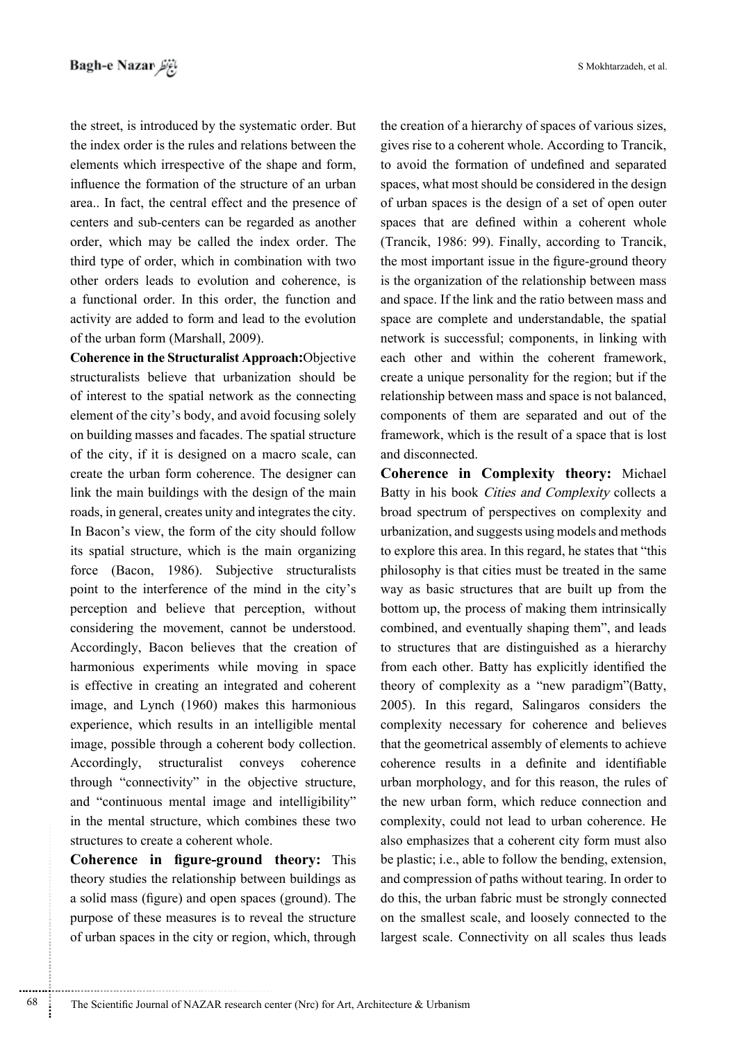the street, is introduced by the systematic order. But the index order is the rules and relations between the elements which irrespective of the shape and form, influence the formation of the structure of an urban area.. In fact, the central effect and the presence of centers and sub-centers can be regarded as another order, which may be called the index order. The third type of order, which in combination with two other orders leads to evolution and coherence, is a functional order. In this order, the function and activity are added to form and lead to the evolution of the urban form (Marshall, 2009).

**Coherence in the Structuralist Approach:**Objective structuralists believe that urbanization should be of interest to the spatial network as the connecting element of the city's body, and avoid focusing solely on building masses and facades. The spatial structure of the city, if it is designed on a macro scale, can create the urban form coherence. The designer can link the main buildings with the design of the main roads, in general, creates unity and integrates the city. In Bacon's view, the form of the city should follow its spatial structure, which is the main organizing force (Bacon, 1986). Subjective structuralists point to the interference of the mind in the city's perception and believe that perception, without considering the movement, cannot be understood. Accordingly, Bacon believes that the creation of harmonious experiments while moving in space is effective in creating an integrated and coherent image, and Lynch (1960) makes this harmonious experience, which results in an intelligible mental image, possible through a coherent body collection. Accordingly, structuralist conveys coherence through "connectivity" in the objective structure, and "continuous mental image and intelligibility" in the mental structure, which combines these two structures to create a coherent whole.

**Coherence in figure-ground theory:** This theory studies the relationship between buildings as a solid mass (figure) and open spaces (ground). The purpose of these measures is to reveal the structure of urban spaces in the city or region, which, through the creation of a hierarchy of spaces of various sizes, gives rise to a coherent whole. According to Trancik, to avoid the formation of undefined and separated spaces, what most should be considered in the design of urban spaces is the design of a set of open outer spaces that are defined within a coherent whole (Trancik, 1986: 99). Finally, according to Trancik, the most important issue in the figure-ground theory is the organization of the relationship between mass and space. If the link and the ratio between mass and space are complete and understandable, the spatial network is successful; components, in linking with each other and within the coherent framework, create a unique personality for the region; but if the relationship between mass and space is not balanced, components of them are separated and out of the framework, which is the result of a space that is lost and disconnected.

**Coherence in Complexity theory:** Michael Batty in his book *Cities and Complexity* collects a broad spectrum of perspectives on complexity and urbanization, and suggests using models and methods to explore this area. In this regard, he states that "this philosophy is that cities must be treated in the same way as basic structures that are built up from the bottom up, the process of making them intrinsically combined, and eventually shaping them", and leads to structures that are distinguished as a hierarchy from each other. Batty has explicitly identified the theory of complexity as a "new paradigm"(Batty, 2005). In this regard, Salingaros considers the complexity necessary for coherence and believes that the geometrical assembly of elements to achieve coherence results in a definite and identifiable urban morphology, and for this reason, the rules of the new urban form, which reduce connection and complexity, could not lead to urban coherence. He also emphasizes that a coherent city form must also be plastic; i.e., able to follow the bending, extension, and compression of paths without tearing. In order to do this, the urban fabric must be strongly connected on the smallest scale, and loosely connected to the largest scale. Connectivity on all scales thus leads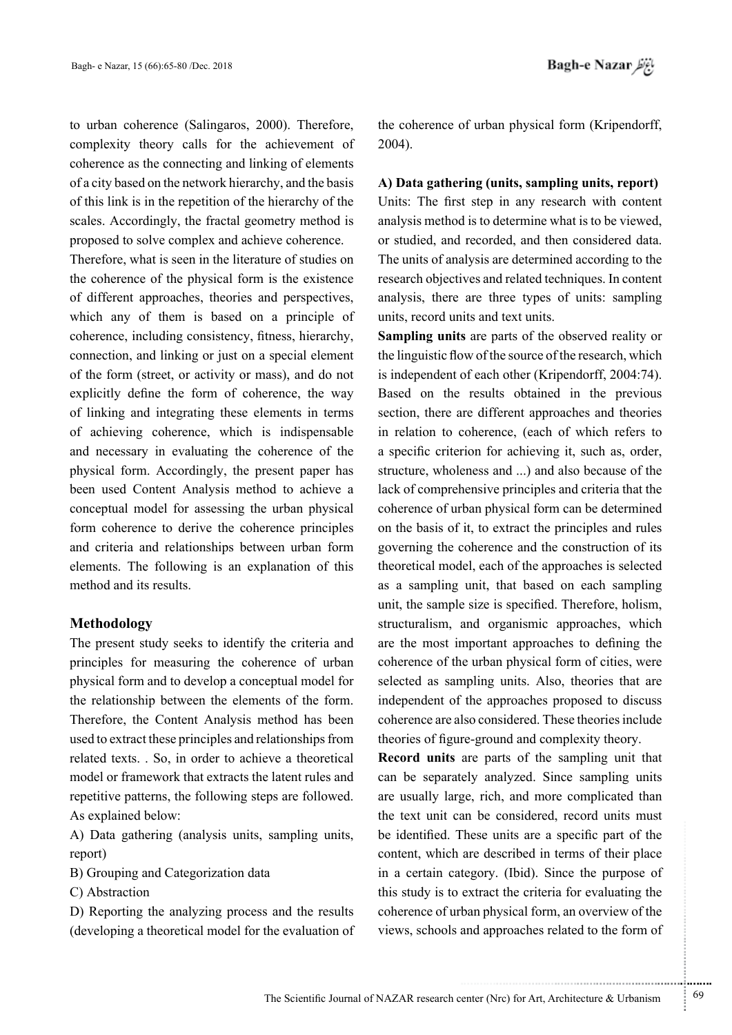to urban coherence (Salingaros, 2000). Therefore, complexity theory calls for the achievement of coherence as the connecting and linking of elements of a city based on the network hierarchy, and the basis of this link is in the repetition of the hierarchy of the scales. Accordingly, the fractal geometry method is proposed to solve complex and achieve coherence.

Therefore, what is seen in the literature of studies on the coherence of the physical form is the existence of different approaches, theories and perspectives, which any of them is based on a principle of coherence, including consistency, fitness, hierarchy, connection, and linking or just on a special element of the form (street, or activity or mass), and do not explicitly define the form of coherence, the way of linking and integrating these elements in terms of achieving coherence, which is indispensable and necessary in evaluating the coherence of the physical form. Accordingly, the present paper has been used Content Analysis method to achieve a conceptual model for assessing the urban physical form coherence to derive the coherence principles and criteria and relationships between urban form elements. The following is an explanation of this method and its results.

## Methodology

The present study seeks to identify the criteria and principles for measuring the coherence of urban physical form and to develop a conceptual model for the relationship between the elements of the form. Therefore, the Content Analysis method has been used to extract these principles and relationships from related texts. . So, in order to achieve a theoretical model or framework that extracts the latent rules and repetitive patterns, the following steps are followed. As explained below:

A) Data gathering (analysis units, sampling units, report)

B) Grouping and Categorization data

C) Abstraction

D) Reporting the analyzing process and the results (developing a theoretical model for the evaluation of the coherence of urban physical form (Kripendorff, 2004).

**A) Data gathering (units, sampling units, report)**

Units: The first step in any research with content analysis method is to determine what is to be viewed, or studied, and recorded, and then considered data. The units of analysis are determined according to the research objectives and related techniques. In content analysis, there are three types of units: sampling units, record units and text units.

**Sampling units** are parts of the observed reality or the linguistic flow of the source of the research, which is independent of each other (Kripendorff, 2004:74). Based on the results obtained in the previous section, there are different approaches and theories in relation to coherence, (each of which refers to a specific criterion for achieving it, such as, order, structure, wholeness and ...) and also because of the lack of comprehensive principles and criteria that the coherence of urban physical form can be determined on the basis of it, to extract the principles and rules governing the coherence and the construction of its theoretical model, each of the approaches is selected as a sampling unit, that based on each sampling unit, the sample size is specified. Therefore, holism, structuralism, and organismic approaches, which are the most important approaches to defining the coherence of the urban physical form of cities, were selected as sampling units. Also, theories that are independent of the approaches proposed to discuss coherence are also considered. These theories include theories of figure-ground and complexity theory.

**Record units** are parts of the sampling unit that can be separately analyzed. Since sampling units are usually large, rich, and more complicated than the text unit can be considered, record units must be identified. These units are a specific part of the content, which are described in terms of their place in a certain category. (Ibid). Since the purpose of this study is to extract the criteria for evaluating the coherence of urban physical form, an overview of the views, schools and approaches related to the form of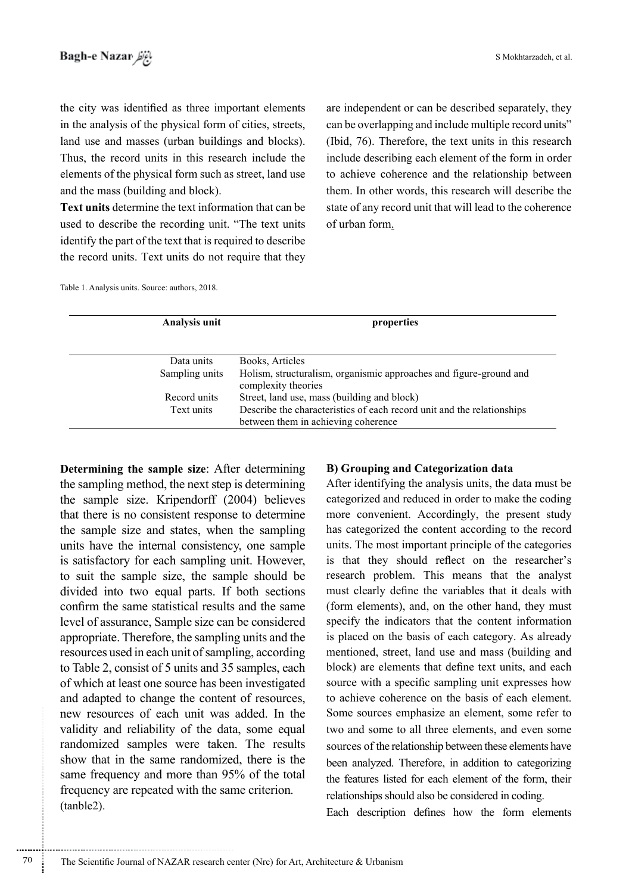the city was identified as three important elements in the analysis of the physical form of cities, streets, land use and masses (urban buildings and blocks). Thus, the record units in this research include the elements of the physical form such as street, land use and the mass (building and block).

**Text units** determine the text information that can be used to describe the recording unit. "The text units identify the part of the text that is required to describe the record units. Text units do not require that they are independent or can be described separately, they can be overlapping and include multiple record units" (Ibid, 76). Therefore, the text units in this research include describing each element of the form in order to achieve coherence and the relationship between them. In other words, this research will describe the state of any record unit that will lead to the coherence of urban form.

Table 1. Analysis units. Source: authors, 2018.

| Analysis unit | properties |
|---|---|
| Data units | Books, Articles |
| Sampling units | Holism, structuralism, organismic approaches and figure-ground and complexity theories |
| Record units | Street, land use, mass (building and block) |
| Text units | Describe the characteristics of each record unit and the relationships between them in achieving coherence |

**Determining the sample size**: After determining the sampling method, the next step is determining the sample size. Kripendorff (2004) believes that there is no consistent response to determine the sample size and states, when the sampling units have the internal consistency, one sample is satisfactory for each sampling unit. However, to suit the sample size, the sample should be divided into two equal parts. If both sections confirm the same statistical results and the same level of assurance, Sample size can be considered appropriate. Therefore, the sampling units and the resources used in each unit of sampling, according to Table 2, consist of 5 units and 35 samples, each of which at least one source has been investigated and adapted to change the content of resources, new resources of each unit was added. In the validity and reliability of the data, some equal randomized samples were taken. The results show that in the same randomized, there is the same frequency and more than 95% of the total frequency are repeated with the same criterion. (tanble2).

**B) Grouping and Categorization data**

After identifying the analysis units, the data must be categorized and reduced in order to make the coding more convenient. Accordingly, the present study has categorized the content according to the record units. The most important principle of the categories is that they should reflect on the researcher's research problem. This means that the analyst must clearly define the variables that it deals with (form elements), and, on the other hand, they must specify the indicators that the content information is placed on the basis of each category. As already mentioned, street, land use and mass (building and block) are elements that define text units, and each source with a specific sampling unit expresses how to achieve coherence on the basis of each element. Some sources emphasize an element, some refer to two and some to all three elements, and even some sources of the relationship between these elements have been analyzed. Therefore, in addition to categorizing the features listed for each element of the form, their relationships should also be considered in coding.

Each description defines how the form elements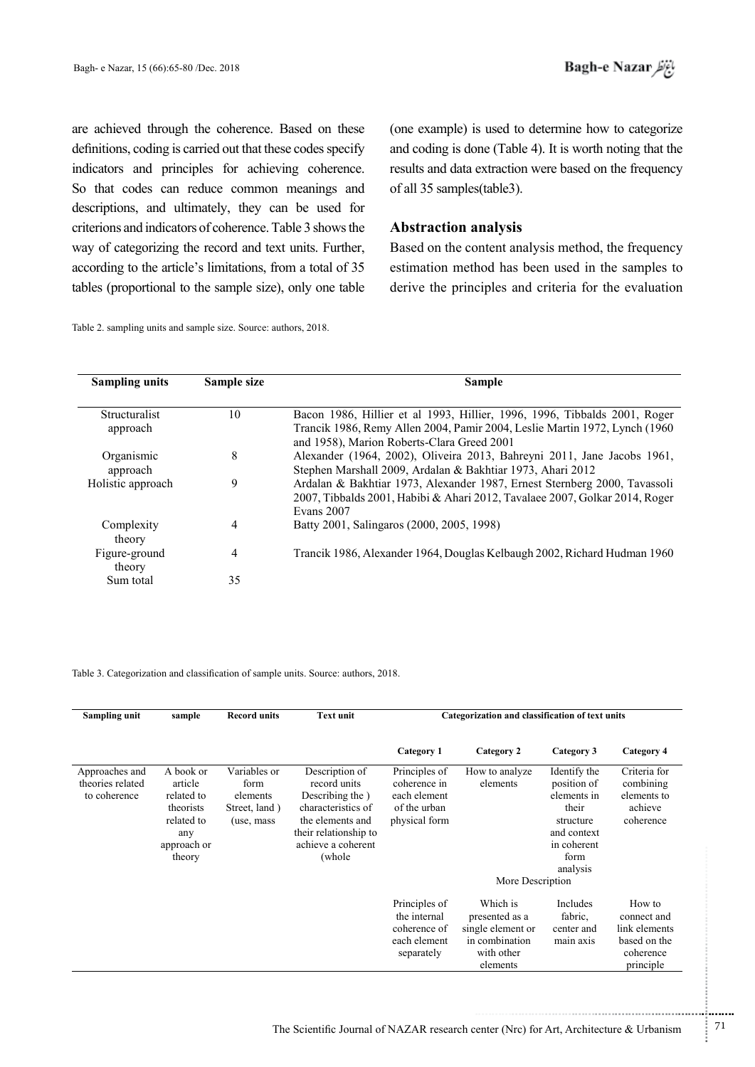are achieved through the coherence. Based on these definitions, coding is carried out that these codes specify indicators and principles for achieving coherence. So that codes can reduce common meanings and descriptions, and ultimately, they can be used for criterions and indicators of coherence. Table 3 shows the way of categorizing the record and text units. Further, according to the article's limitations, from a total of 35 tables (proportional to the sample size), only one table (one example) is used to determine how to categorize and coding is done (Table 4). It is worth noting that the results and data extraction were based on the frequency of all 35 samples(table3).

## Abstraction analysis

Based on the content analysis method, the frequency estimation method has been used in the samples to derive the principles and criteria for the evaluation

Table 2. sampling units and sample size. Source: authors, 2018.

| Sampling units | Sample size | Sample |
|---|---|---|
| Structuralist approach | 10 | Bacon 1986, Hillier et al 1993, Hillier, 1996, 1996, Tibbalds 2001, Roger Trancik 1986, Remy Allen 2004, Pamir 2004, Leslie Martin 1972, Lynch (1960 and 1958), Marion Roberts-Clara Greed 2001 |
| Organismic approach | 8 | Alexander (1964, 2002), Oliveira 2013, Bahreyni 2011, Jane Jacobs 1961, Stephen Marshall 2009, Ardalan & Bakhtiar 1973, Ahari 2012 |
| Holistic approach | 9 | Ardalan & Bakhtiar 1973, Alexander 1987, Ernest Sternberg 2000, Tavassoli 2007, Tibbalds 2001, Habibi & Ahari 2012, Tavalaee 2007, Golkar 2014, Roger Evans 2007 |
| Complexity theory | 4 | Batty 2001, Salingaros (2000, 2005, 1998) |
| Figure-ground theory | 4 | Trancik 1986, Alexander 1964, Douglas Kelbaugh 2002, Richard Hudman 1960 |
| Sum total | 35 | |

Table 3. Categorization and classification of sample units. Source: authors, 2018.

| Sampling unit | sample | Record units | Text unit | Categorization and classification of text units | | | |
|---|---|---|---|---|---|---|---|
| | | | | Category 1 | Category 2 | Category 3 | Category 4 |
| Approaches and theories related to coherence | A book or article related to theorists related to any approach or theory | Variables or form elements Street, land ) (use, mass | Description of record units Describing the ) characteristics of the elements and their relationship to achieve a coherent (whole | Principles of coherence in each element of the urban physical form | How to analyze elements | Identify the position of elements in their structure and context in coherent form analysis | Criteria for combining elements to achieve coherence |
| | | | | More Description | | | |
| | | | | Principles of the internal coherence of each element separately | Which is presented as a single element or in combination with other elements | Includes fabric, center and main axis | How to connect and link elements based on the coherence principle |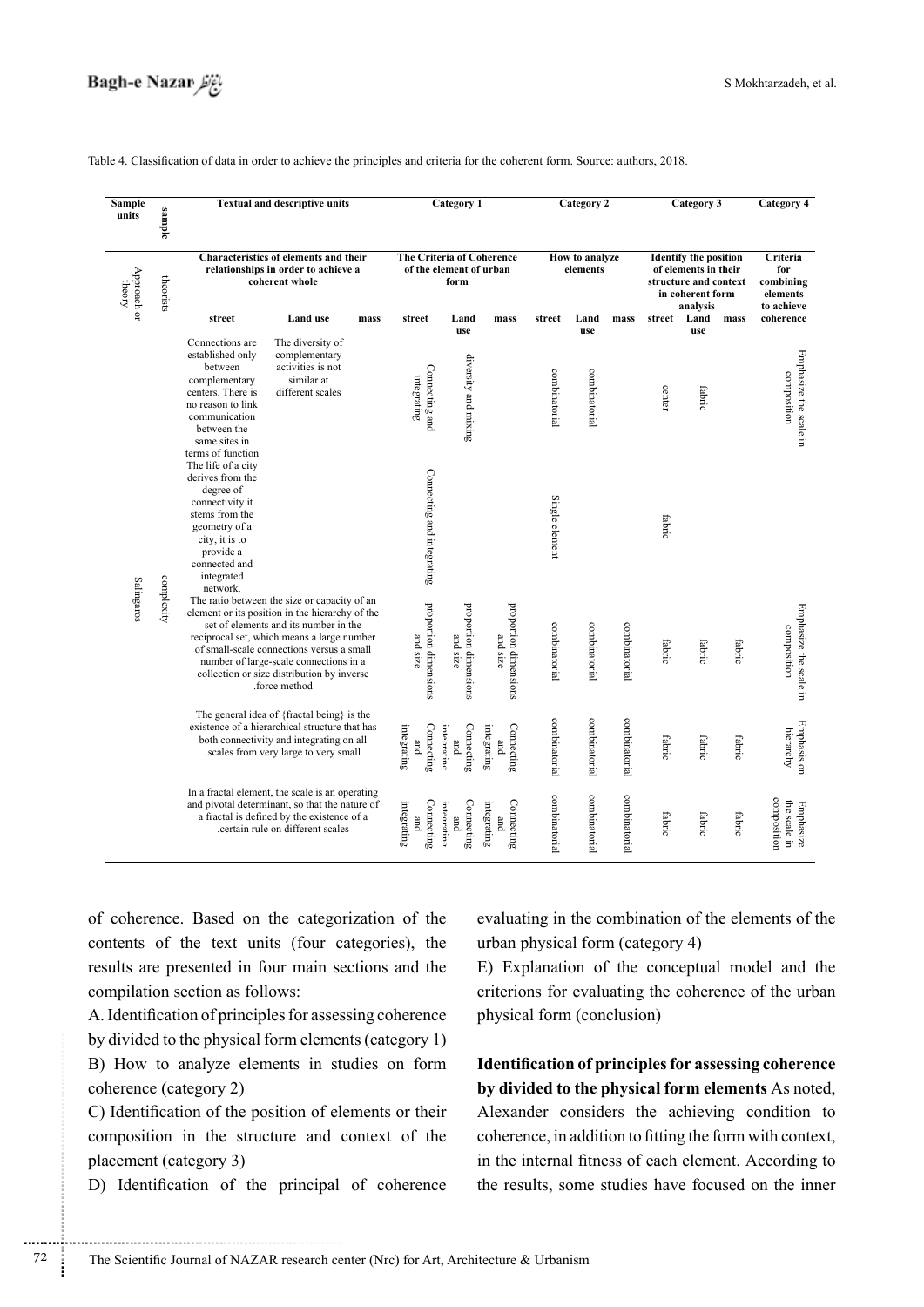Table 4. Classification of data in order to achieve the principles and criteria for the coherent form. Source: authors, 2018.

| Sample units | sample | Textual and descriptive units | | | Category 1 | | | Category 2 | | | Category 3 | | | Category 4 |
|---|---|---|---|---|---|---|---|---|---|---|---|---|---|---|
| Approach or theory | theorists | Characteristics of elements and their relationships in order to achieve a coherent whole | | | The Criteria of Coherence of the element of urban form | | | How to analyze elements | | | Identify the position of elements in their structure and context in coherent form analysis | | | Criteria for combining elements to achieve coherence |
| | | street | Land use | mass | street | Land use | mass | street | Land use | mass | street | Land use | mass | |
| Salingaros | complexity | Connections are established only between complementary centers. There is no reason to link communication between the same sites in terms of function | The diversity of complementary activities is not similar at different scales | | Connecting and integrating | diversity and mixing | | combinatorial | combinatorial | | center | fabric | | Emphasize the scale in composition |
| | | The life of a city derives from the degree of connectivity it stems from the geometry of a city, it is to provide a connected and integrated network. | | | Connecting and integrating | | | Single element | | | fabric | | | |
| | | The ratio between the size or capacity of an element or its position in the hierarchy of the set of elements and its number in the reciprocal set, which means a large number of small-scale connections versus a small number of large-scale connections in a collection or size distribution by inverse force method. | | | proportion dimensions and size | proportion dimensions and size | proportion dimensions and size | combinatorial | combinatorial | combinatorial | fabric | fabric | fabric | Emphasize the scale in composition |
| | | The general idea of {fractal being} is the existence of a hierarchical structure that has both connectivity and integrating on all scales from very large to very small. | | | Connecting and integrating | Connecting and integrating | Connecting and integrating | combinatorial | combinatorial | combinatorial | fabric | fabric | fabric | Emphasis on hierarchy |
| | | In a fractal element, the scale is an operating and pivotal determinant, so that the nature of a fractal is defined by the existence of a certain rule on different scales. | | | Connecting and integrating | Connecting and integrating | Connecting and integrating | combinatorial | combinatorial | combinatorial | fabric | fabric | fabric | Emphasize the scale in composition |

of coherence. Based on the categorization of the contents of the text units (four categories), the results are presented in four main sections and the compilation section as follows:

A. Identification of principles for assessing coherence by divided to the physical form elements (category 1)

B) How to analyze elements in studies on form coherence (category 2)

C) Identification of the position of elements or their composition in the structure and context of the placement (category 3)

D) Identification of the principal of coherence evaluating in the combination of the elements of the urban physical form (category 4)

E) Explanation of the conceptual model and the criterions for evaluating the coherence of the urban physical form (conclusion)

**Identification of principles for assessing coherence by divided to the physical form elements** As noted, Alexander considers the achieving condition to coherence, in addition to fitting the form with context, in the internal fitness of each element. According to the results, some studies have focused on the inner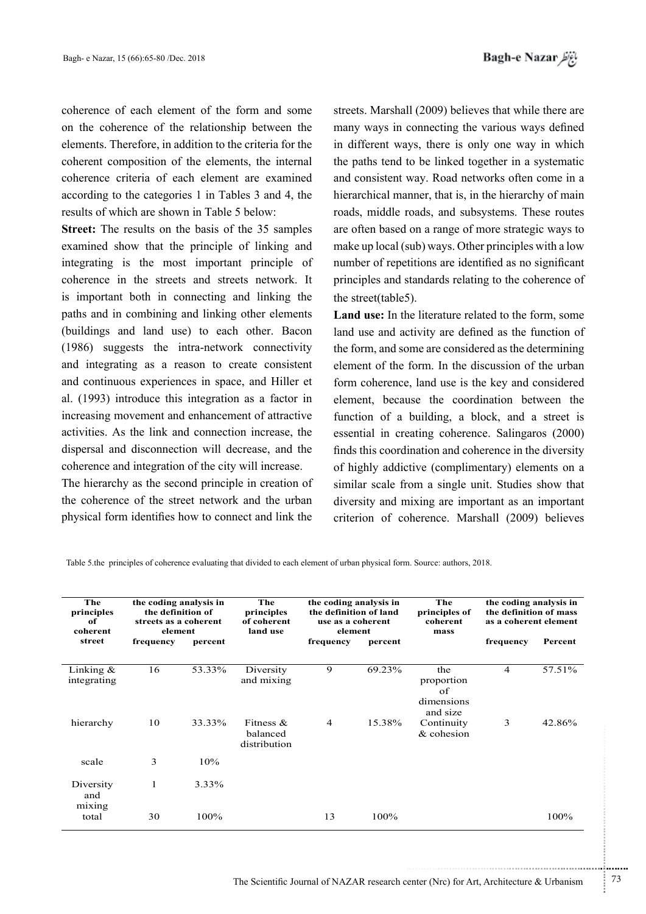coherence of each element of the form and some on the coherence of the relationship between the elements. Therefore, in addition to the criteria for the coherent composition of the elements, the internal coherence criteria of each element are examined according to the categories 1 in Tables 3 and 4, the results of which are shown in Table 5 below:

**Street:** The results on the basis of the 35 samples examined show that the principle of linking and integrating is the most important principle of coherence in the streets and streets network. It is important both in connecting and linking the paths and in combining and linking other elements (buildings and land use) to each other. Bacon (1986) suggests the intra-network connectivity and integrating as a reason to create consistent and continuous experiences in space, and Hiller et al. (1993) introduce this integration as a factor in increasing movement and enhancement of attractive activities. As the link and connection increase, the dispersal and disconnection will decrease, and the coherence and integration of the city will increase.

The hierarchy as the second principle in creation of the coherence of the street network and the urban physical form identifies how to connect and link the streets. Marshall (2009) believes that while there are many ways in connecting the various ways defined in different ways, there is only one way in which the paths tend to be linked together in a systematic and consistent way. Road networks often come in a hierarchical manner, that is, in the hierarchy of main roads, middle roads, and subsystems. These routes are often based on a range of more strategic ways to make up local (sub) ways. Other principles with a low number of repetitions are identified as no significant principles and standards relating to the coherence of the street(table5).

**Land use:** In the literature related to the form, some land use and activity are defined as the function of the form, and some are considered as the determining element of the form. In the discussion of the urban form coherence, land use is the key and considered element, because the coordination between the function of a building, a block, and a street is essential in creating coherence. Salingaros (2000) finds this coordination and coherence in the diversity of highly addictive (complimentary) elements on a similar scale from a single unit. Studies show that diversity and mixing are important as an important criterion of coherence. Marshall (2009) believes

Table 5.the principles of coherence evaluating that divided to each element of urban physical form. Source: authors, 2018.

| The principles of coherent street | the coding analysis in the definition of streets as a coherent element | | The principles of coherent land use | the coding analysis in the definition of land use as a coherent element | | The principles of coherent mass | the coding analysis in the definition of mass as a coherent element | |
|---|---|---|---|---|---|---|---|---|
| | frequency | percent | | frequency | percent | | frequency | Percent |
| Linking & integrating | 16 | 53.33% | Diversity and mixing | 9 | 69.23% | the proportion of dimensions and size | 4 | 57.51% |
| hierarchy | 10 | 33.33% | Fitness & balanced distribution | 4 | 15.38% | Continuity & cohesion | 3 | 42.86% |
| scale | 3 | 10% | | | | | | |
| Diversity and mixing | 1 | 3.33% | | | | | | |
| total | 30 | 100% | | 13 | 100% | | | 100% |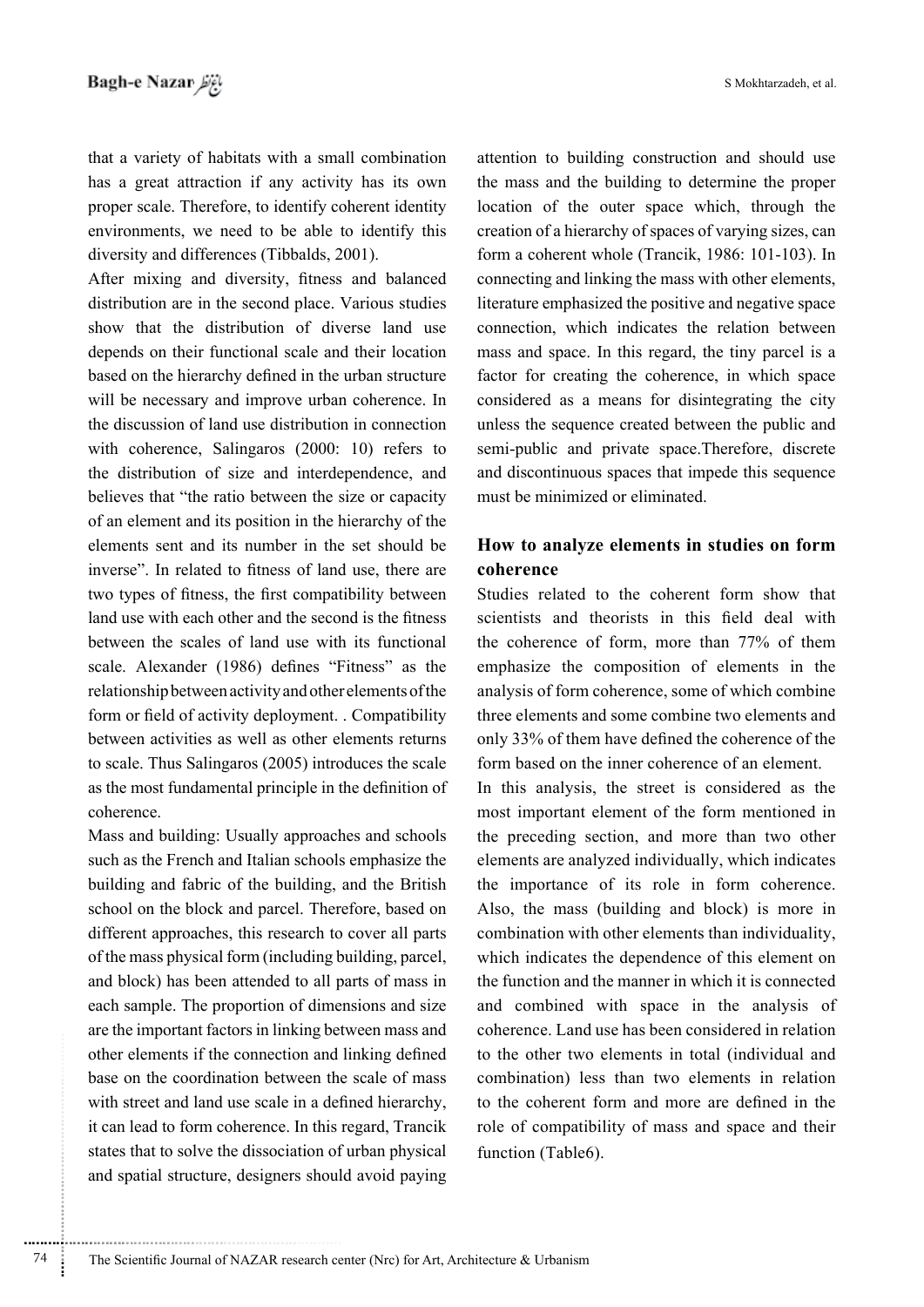that a variety of habitats with a small combination has a great attraction if any activity has its own proper scale. Therefore, to identify coherent identity environments, we need to be able to identify this diversity and differences (Tibbalds, 2001).

After mixing and diversity, fitness and balanced distribution are in the second place. Various studies show that the distribution of diverse land use depends on their functional scale and their location based on the hierarchy defined in the urban structure will be necessary and improve urban coherence. In the discussion of land use distribution in connection with coherence, Salingaros (2000: 10) refers to the distribution of size and interdependence, and believes that "the ratio between the size or capacity of an element and its position in the hierarchy of the elements sent and its number in the set should be inverse". In related to fitness of land use, there are two types of fitness, the first compatibility between land use with each other and the second is the fitness between the scales of land use with its functional scale. Alexander (1986) defines "Fitness" as the relationship between activity and other elements of the form or field of activity deployment. . Compatibility between activities as well as other elements returns to scale. Thus Salingaros (2005) introduces the scale as the most fundamental principle in the definition of coherence.

Mass and building: Usually approaches and schools such as the French and Italian schools emphasize the building and fabric of the building, and the British school on the block and parcel. Therefore, based on different approaches, this research to cover all parts of the mass physical form (including building, parcel, and block) has been attended to all parts of mass in each sample. The proportion of dimensions and size are the important factors in linking between mass and other elements if the connection and linking defined base on the coordination between the scale of mass with street and land use scale in a defined hierarchy, it can lead to form coherence. In this regard, Trancik states that to solve the dissociation of urban physical and spatial structure, designers should avoid paying attention to building construction and should use the mass and the building to determine the proper location of the outer space which, through the creation of a hierarchy of spaces of varying sizes, can form a coherent whole (Trancik, 1986: 101-103). In connecting and linking the mass with other elements, literature emphasized the positive and negative space connection, which indicates the relation between mass and space. In this regard, the tiny parcel is a factor for creating the coherence, in which space considered as a means for disintegrating the city unless the sequence created between the public and semi-public and private space.Therefore, discrete and discontinuous spaces that impede this sequence must be minimized or eliminated.

## How to analyze elements in studies on form coherence

Studies related to the coherent form show that scientists and theorists in this field deal with the coherence of form, more than 77% of them emphasize the composition of elements in the analysis of form coherence, some of which combine three elements and some combine two elements and only 33% of them have defined the coherence of the form based on the inner coherence of an element.

In this analysis, the street is considered as the most important element of the form mentioned in the preceding section, and more than two other elements are analyzed individually, which indicates the importance of its role in form coherence. Also, the mass (building and block) is more in combination with other elements than individuality, which indicates the dependence of this element on the function and the manner in which it is connected and combined with space in the analysis of coherence. Land use has been considered in relation to the other two elements in total (individual and combination) less than two elements in relation to the coherent form and more are defined in the role of compatibility of mass and space and their function (Table6).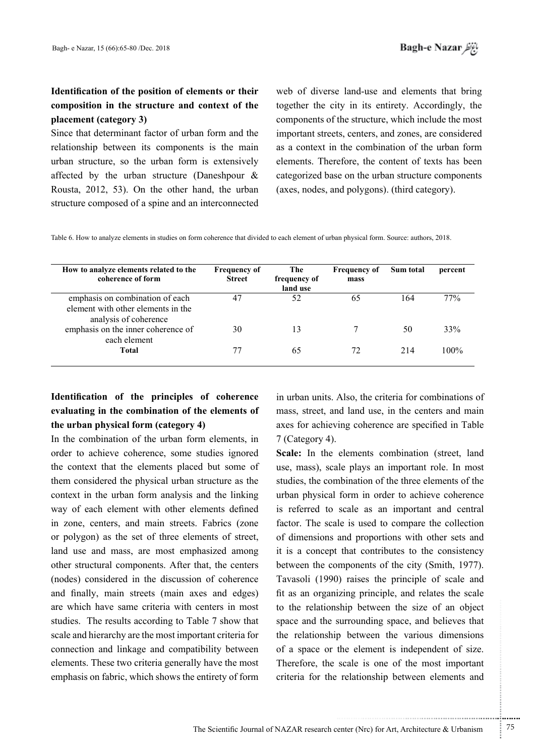**Identification of the position of elements or their composition in the structure and context of the placement (category 3)**

Since that determinant factor of urban form and the relationship between its components is the main urban structure, so the urban form is extensively affected by the urban structure (Daneshpour & Rousta, 2012, 53). On the other hand, the urban structure composed of a spine and an interconnected web of diverse land-use and elements that bring together the city in its entirety. Accordingly, the components of the structure, which include the most important streets, centers, and zones, are considered as a context in the combination of the urban form elements. Therefore, the content of texts has been categorized base on the urban structure components (axes, nodes, and polygons). (third category).

Table 6. How to analyze elements in studies on form coherence that divided to each element of urban physical form. Source: authors, 2018.

| How to analyze elements related to the coherence of form | Frequency of Street | The frequency of land use | Frequency of mass | Sum total | percent |
|---|---|---|---|---|---|
| emphasis on combination of each element with other elements in the analysis of coherence | 47 | 52 | 65 | 164 | 77% |
| emphasis on the inner coherence of each element | 30 | 13 | 7 | 50 | 33% |
| **Total** | 77 | 65 | 72 | 214 | 100% |

**Identification of the principles of coherence evaluating in the combination of the elements of the urban physical form (category 4)**

In the combination of the urban form elements, in order to achieve coherence, some studies ignored the context that the elements placed but some of them considered the physical urban structure as the context in the urban form analysis and the linking way of each element with other elements defined in zone, centers, and main streets. Fabrics (zone or polygon) as the set of three elements of street, land use and mass, are most emphasized among other structural components. After that, the centers (nodes) considered in the discussion of coherence and finally, main streets (main axes and edges) are which have same criteria with centers in most studies. The results according to Table 7 show that scale and hierarchy are the most important criteria for connection and linkage and compatibility between elements. These two criteria generally have the most emphasis on fabric, which shows the entirety of form in urban units. Also, the criteria for combinations of mass, street, and land use, in the centers and main axes for achieving coherence are specified in Table 7 (Category 4).

**Scale:** In the elements combination (street, land use, mass), scale plays an important role. In most studies, the combination of the three elements of the urban physical form in order to achieve coherence is referred to scale as an important and central factor. The scale is used to compare the collection of dimensions and proportions with other sets and it is a concept that contributes to the consistency between the components of the city (Smith, 1977). Tavasoli (1990) raises the principle of scale and fit as an organizing principle, and relates the scale to the relationship between the size of an object space and the surrounding space, and believes that the relationship between the various dimensions of a space or the element is independent of size. Therefore, the scale is one of the most important criteria for the relationship between elements and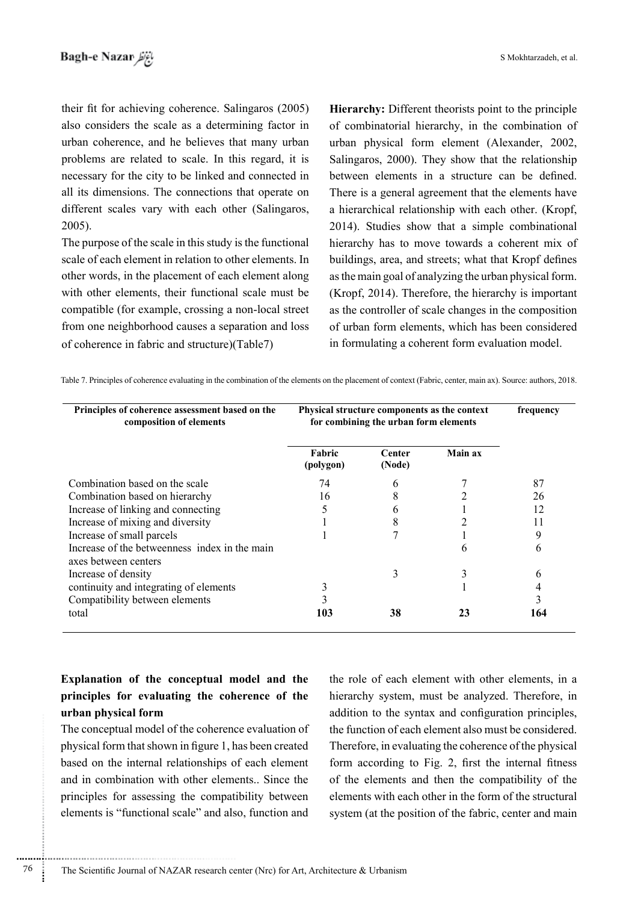their fit for achieving coherence. Salingaros (2005) also considers the scale as a determining factor in urban coherence, and he believes that many urban problems are related to scale. In this regard, it is necessary for the city to be linked and connected in all its dimensions. The connections that operate on different scales vary with each other (Salingaros, 2005).

The purpose of the scale in this study is the functional scale of each element in relation to other elements. In other words, in the placement of each element along with other elements, their functional scale must be compatible (for example, crossing a non-local street from one neighborhood causes a separation and loss of coherence in fabric and structure)(Table7)

**Hierarchy:** Different theorists point to the principle of combinatorial hierarchy, in the combination of urban physical form element (Alexander, 2002, Salingaros, 2000). They show that the relationship between elements in a structure can be defined. There is a general agreement that the elements have a hierarchical relationship with each other. (Kropf, 2014). Studies show that a simple combinational hierarchy has to move towards a coherent mix of buildings, area, and streets; what that Kropf defines as the main goal of analyzing the urban physical form. (Kropf, 2014). Therefore, the hierarchy is important as the controller of scale changes in the composition of urban form elements, which has been considered in formulating a coherent form evaluation model.

Table 7. Principles of coherence evaluating in the combination of the elements on the placement of context (Fabric, center, main ax). Source: authors, 2018.

| Principles of coherence assessment based on the composition of elements | Physical structure components as the context for combining the urban form elements | | | frequency |
|---|---|---|---|---|
| | Fabric (polygon) | Center (Node) | Main ax | |
| Combination based on the scale | 74 | 6 | 7 | 87 |
| Combination based on hierarchy | 16 | 8 | 2 | 26 |
| Increase of linking and connecting | 5 | 6 | 1 | 12 |
| Increase of mixing and diversity | 1 | 8 | 2 | 11 |
| Increase of small parcels | 1 | 7 | 1 | 9 |
| Increase of the betweenness index in the main axes between centers | | | 6 | 6 |
| Increase of density | | 3 | 3 | 6 |
| continuity and integrating of elements | 3 | | 1 | 4 |
| Compatibility between elements | 3 | | | 3 |
| total | **103** | **38** | **23** | **164** |

## Explanation of the conceptual model and the principles for evaluating the coherence of the urban physical form

The conceptual model of the coherence evaluation of physical form that shown in figure 1, has been created based on the internal relationships of each element and in combination with other elements.. Since the principles for assessing the compatibility between elements is "functional scale" and also, function and the role of each element with other elements, in a hierarchy system, must be analyzed. Therefore, in addition to the syntax and configuration principles, the function of each element also must be considered. Therefore, in evaluating the coherence of the physical form according to Fig. 2, first the internal fitness of the elements and then the compatibility of the elements with each other in the form of the structural system (at the position of the fabric, center and main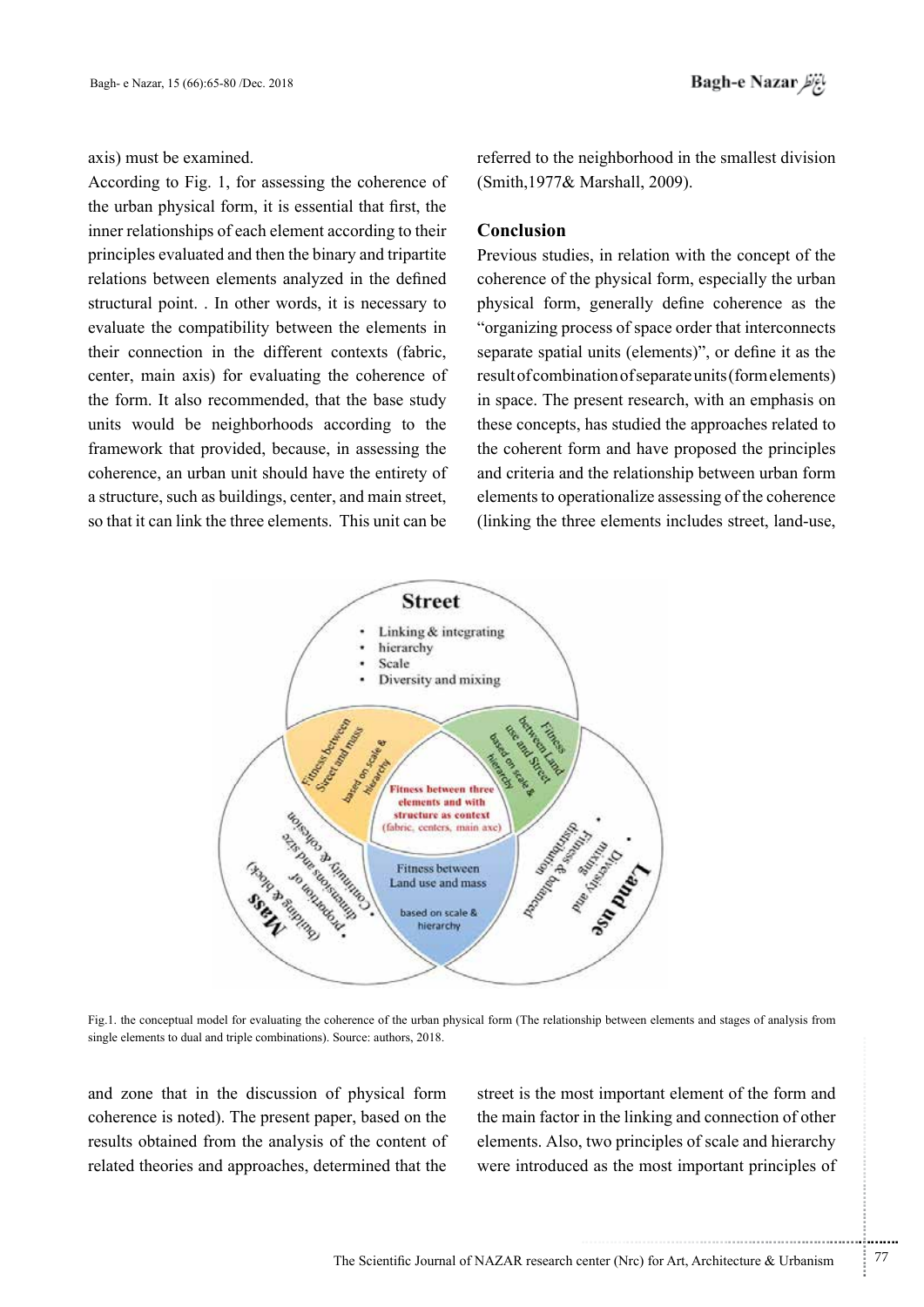axis) must be examined.

According to Fig. 1, for assessing the coherence of the urban physical form, it is essential that first, the inner relationships of each element according to their principles evaluated and then the binary and tripartite relations between elements analyzed in the defined structural point. . In other words, it is necessary to evaluate the compatibility between the elements in their connection in the different contexts (fabric, center, main axis) for evaluating the coherence of the form. It also recommended, that the base study units would be neighborhoods according to the framework that provided, because, in assessing the coherence, an urban unit should have the entirety of a structure, such as buildings, center, and main street, so that it can link the three elements. This unit can be referred to the neighborhood in the smallest division (Smith,1977& Marshall, 2009).

## Conclusion

Previous studies, in relation with the concept of the coherence of the physical form, especially the urban physical form, generally define coherence as the "organizing process of space order that interconnects separate spatial units (elements)", or define it as the result of combination of separate units (form elements) in space. The present research, with an emphasis on these concepts, has studied the approaches related to the coherent form and have proposed the principles and criteria and the relationship between urban form elements to operationalize assessing of the coherence (linking the three elements includes street, land-use,

**Street**
- Linking & integrating
- hierarchy
- Scale
- Diversity and mixing

Fitness between Street and mass based on scale & hierarchy

Fitness between Land use and Street based on scale & hierarchy

Fitness between three elements and with structure as context (fabric, centers, main axe)

Fitness between Land use and mass based on scale & hierarchy

**Mass**
- Continuity & cohesion
- dimensions and size
- proportion of (building & block)

**Land use**
- Diversity and mixing
- Fitness & balanced distribution

Fig.1. the conceptual model for evaluating the coherence of the urban physical form (The relationship between elements and stages of analysis from single elements to dual and triple combinations). Source: authors, 2018.

and zone that in the discussion of physical form coherence is noted). The present paper, based on the results obtained from the analysis of the content of related theories and approaches, determined that the street is the most important element of the form and the main factor in the linking and connection of other elements. Also, two principles of scale and hierarchy were introduced as the most important principles of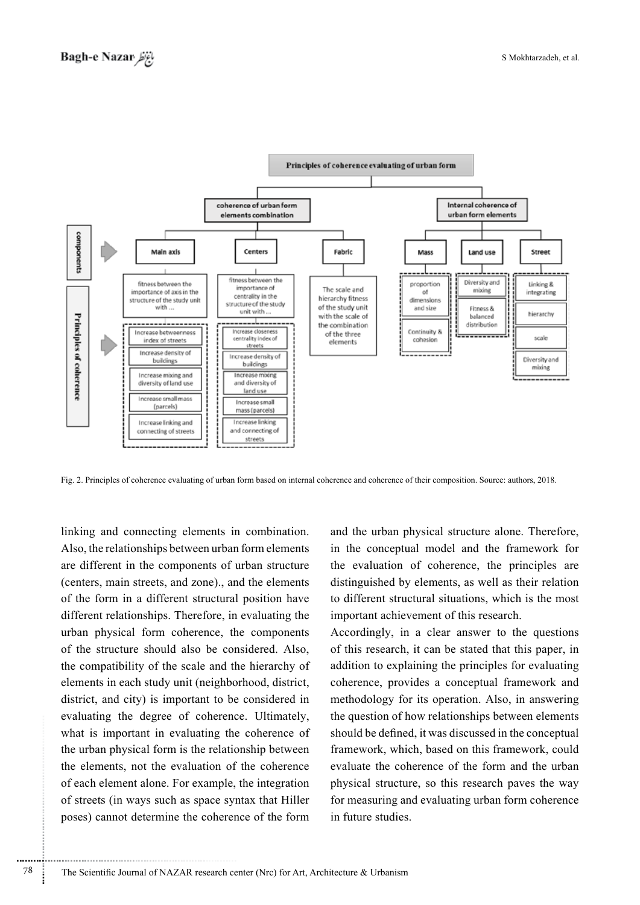Fig. 2. Principles of coherence evaluating of urban form based on internal coherence and coherence of their composition. Source: authors, 2018.

linking and connecting elements in combination. Also, the relationships between urban form elements are different in the components of urban structure (centers, main streets, and zone)., and the elements of the form in a different structural position have different relationships. Therefore, in evaluating the urban physical form coherence, the components of the structure should also be considered. Also, the compatibility of the scale and the hierarchy of elements in each study unit (neighborhood, district, district, and city) is important to be considered in evaluating the degree of coherence. Ultimately, what is important in evaluating the coherence of the urban physical form is the relationship between the elements, not the evaluation of the coherence of each element alone. For example, the integration of streets (in ways such as space syntax that Hiller poses) cannot determine the coherence of the form and the urban physical structure alone. Therefore, in the conceptual model and the framework for the evaluation of coherence, the principles are distinguished by elements, as well as their relation to different structural situations, which is the most important achievement of this research.

Accordingly, in a clear answer to the questions of this research, it can be stated that this paper, in addition to explaining the principles for evaluating coherence, provides a conceptual framework and methodology for its operation. Also, in answering the question of how relationships between elements should be defined, it was discussed in the conceptual framework, which, based on this framework, could evaluate the coherence of the form and the urban physical structure, so this research paves the way for measuring and evaluating urban form coherence in future studies.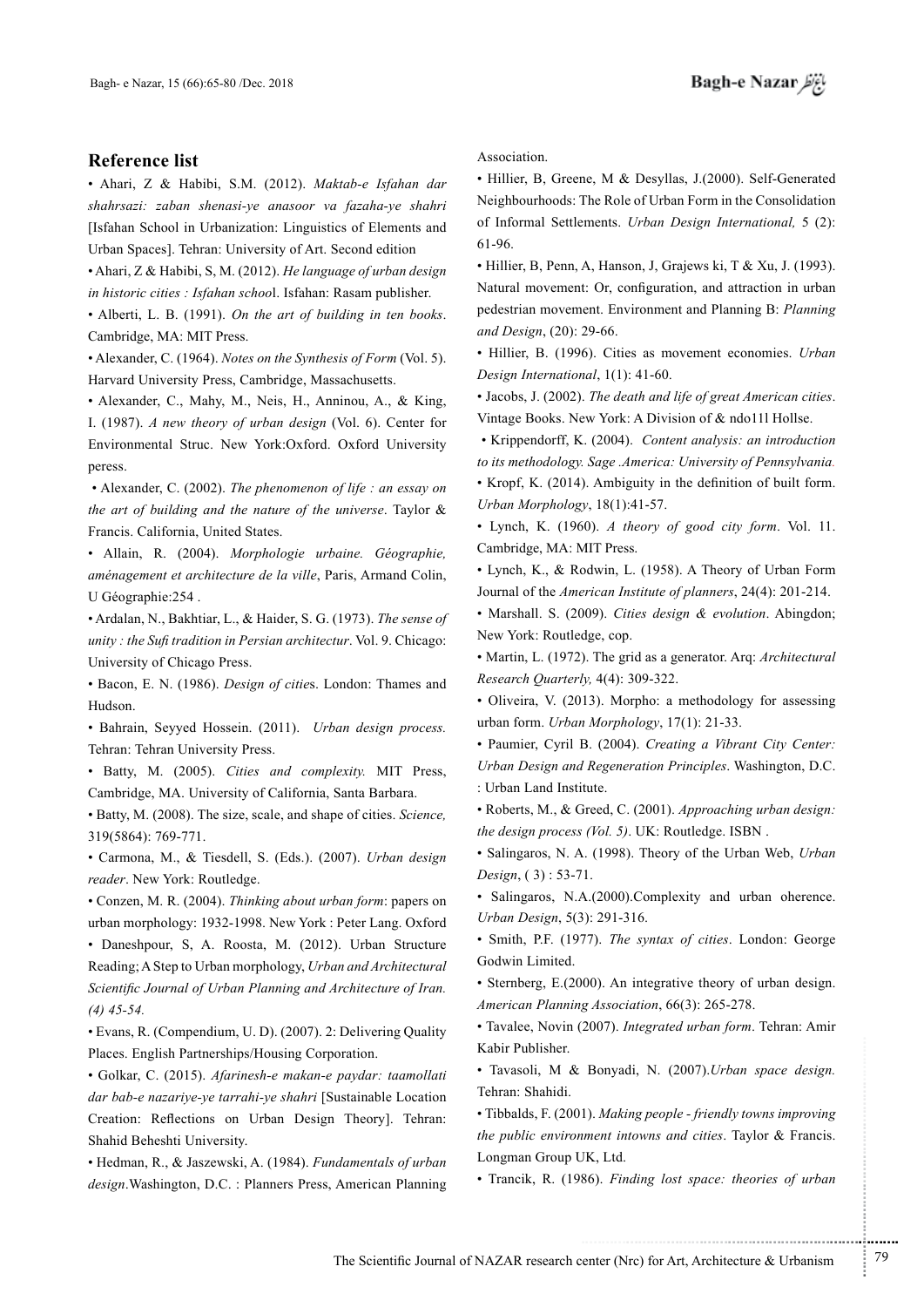## Reference list

- Ahari, Z & Habibi, S.M. (2012). *Maktab-e Isfahan dar shahrsazi: zaban shenasi-ye anasoor va fazaha-ye shahri* [Isfahan School in Urbanization: Linguistics of Elements and Urban Spaces]. Tehran: University of Art. Second edition
- Ahari, Z & Habibi, S, M. (2012). *He language of urban design in historic cities : Isfahan schoo*l. Isfahan: Rasam publisher.
- Alberti, L. B. (1991). *On the art of building in ten books*. Cambridge, MA: MIT Press.
- Alexander, C. (1964). *Notes on the Synthesis of Form* (Vol. 5). Harvard University Press, Cambridge, Massachusetts.
- Alexander, C., Mahy, M., Neis, H., Anninou, A., & King, I. (1987). *A new theory of urban design* (Vol. 6). Center for Environmental Struc. New York:Oxford. Oxford University peress.
- Alexander, C. (2002). *The phenomenon of life : an essay on the art of building and the nature of the universe*. Taylor & Francis. California, United States.
- Allain, R. (2004). *Morphologie urbaine. Géographie, aménagement et architecture de la ville*, Paris, Armand Colin, U Géographie:254 .
- Ardalan, N., Bakhtiar, L., & Haider, S. G. (1973). *The sense of unity : the Sufi tradition in Persian architectur*. Vol. 9. Chicago: University of Chicago Press.
- Bacon, E. N. (1986). *Design of citie*s. London: Thames and Hudson.
- Bahrain, Seyyed Hossein. (2011). *Urban design process.* Tehran: Tehran University Press.
- Batty, M. (2005). *Cities and complexity.* MIT Press, Cambridge, MA. University of California, Santa Barbara.
- Batty, M. (2008). The size, scale, and shape of cities. *Science,* 319(5864): 769-771.
- Carmona, M., & Tiesdell, S. (Eds.). (2007). *Urban design reader*. New York: Routledge.
- Conzen, M. R. (2004). *Thinking about urban form*: papers on urban morphology: 1932-1998. New York : Peter Lang. Oxford
- Daneshpour, S, A. Roosta, M. (2012). Urban Structure Reading; A Step to Urban morphology, *Urban and Architectural Scientific Journal of Urban Planning and Architecture of Iran. (4) 45-54.*
- Evans, R. (Compendium, U. D). (2007). 2: Delivering Quality Places. English Partnerships/Housing Corporation.
- Golkar, C. (2015). *Afarinesh-e makan-e paydar: taamollati dar bab-e nazariye-ye tarrahi-ye shahri* [Sustainable Location Creation: Reflections on Urban Design Theory]. Tehran: Shahid Beheshti University.
- Hedman, R., & Jaszewski, A. (1984). *Fundamentals of urban design*.Washington, D.C. : Planners Press, American Planning Association.
- Hillier, B, Greene, M & Desyllas, J.(2000). Self-Generated Neighbourhoods: The Role of Urban Form in the Consolidation of Informal Settlements. *Urban Design International,* 5 (2): 61-96.
- Hillier, B, Penn, A, Hanson, J, Grajews ki, T & Xu, J. (1993). Natural movement: Or, configuration, and attraction in urban pedestrian movement. Environment and Planning B: *Planning and Design*, (20): 29-66.
- Hillier, B. (1996). Cities as movement economies. *Urban Design International*, 1(1): 41-60.
- Jacobs, J. (2002). *The death and life of great American cities*. Vintage Books. New York: A Division of & ndo11l Hollse.
- Krippendorff, K. (2004). *Content analysis: an introduction to its methodology. Sage .America: University of Pennsylvania.*
- Kropf, K. (2014). Ambiguity in the definition of built form. *Urban Morphology*, 18(1):41-57.
- Lynch, K. (1960). *A theory of good city form*. Vol. 11. Cambridge, MA: MIT Press.
- Lynch, K., & Rodwin, L. (1958). A Theory of Urban Form Journal of the *American Institute of planners*, 24(4): 201-214.
- Marshall. S. (2009). *Cities design & evolution*. Abingdon; New York: Routledge, cop.
- Martin, L. (1972). The grid as a generator. Arq: *Architectural Research Quarterly,* 4(4): 309-322.
- Oliveira, V. (2013). Morpho: a methodology for assessing urban form. *Urban Morphology*, 17(1): 21-33.
- Paumier, Cyril B. (2004). *Creating a Vibrant City Center: Urban Design and Regeneration Principles*. Washington, D.C. : Urban Land Institute.
- Roberts, M., & Greed, C. (2001). *Approaching urban design: the design process (Vol. 5)*. UK: Routledge. ISBN .
- Salingaros, N. A. (1998). Theory of the Urban Web, *Urban Design*, ( 3) : 53-71.
- Salingaros, N.A.(2000).Complexity and urban oherence. *Urban Design*, 5(3): 291-316.
- Smith, P.F. (1977). *The syntax of cities*. London: George Godwin Limited.
- Sternberg, E.(2000). An integrative theory of urban design. *American Planning Association*, 66(3): 265-278.
- Tavalee, Novin (2007). *Integrated urban form*. Tehran: Amir Kabir Publisher.
- Tavasoli, M & Bonyadi, N. (2007).*Urban space design.* Tehran: Shahidi.
- Tibbalds, F. (2001). *Making people - friendly towns improving the public environment intowns and cities*. Taylor & Francis. Longman Group UK, Ltd.
- Trancik, R. (1986). *Finding lost space: theories of urban*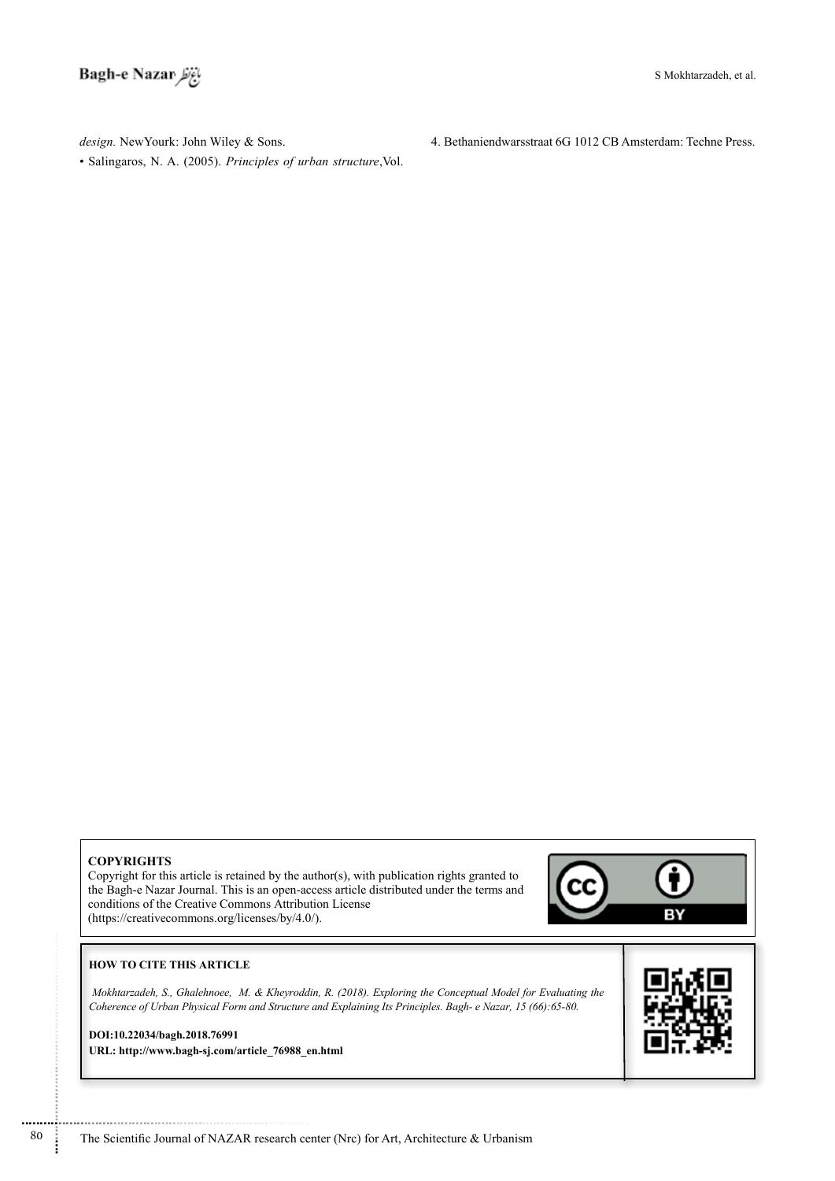*design.* NewYourk: John Wiley & Sons.

• Salingaros, N. A. (2005). *Principles of urban structure*,Vol. 4. Bethaniendwarsstraat 6G 1012 CB Amsterdam: Techne Press.

**COPYRIGHTS**

Copyright for this article is retained by the author(s), with publication rights granted to the Bagh-e Nazar Journal. This is an open-access article distributed under the terms and conditions of the Creative Commons Attribution License (https://creativecommons.org/licenses/by/4.0/).

**HOW TO CITE THIS ARTICLE**

*Mokhtarzadeh, S., Ghalehnoee, M. & Kheyroddin, R. (2018). Exploring the Conceptual Model for Evaluating the Coherence of Urban Physical Form and Structure and Explaining Its Principles. Bagh- e Nazar, 15 (66):65-80.*

**DOI:10.22034/bagh.2018.76991**

**URL: http://www.bagh-sj.com/article_76988_en.html**